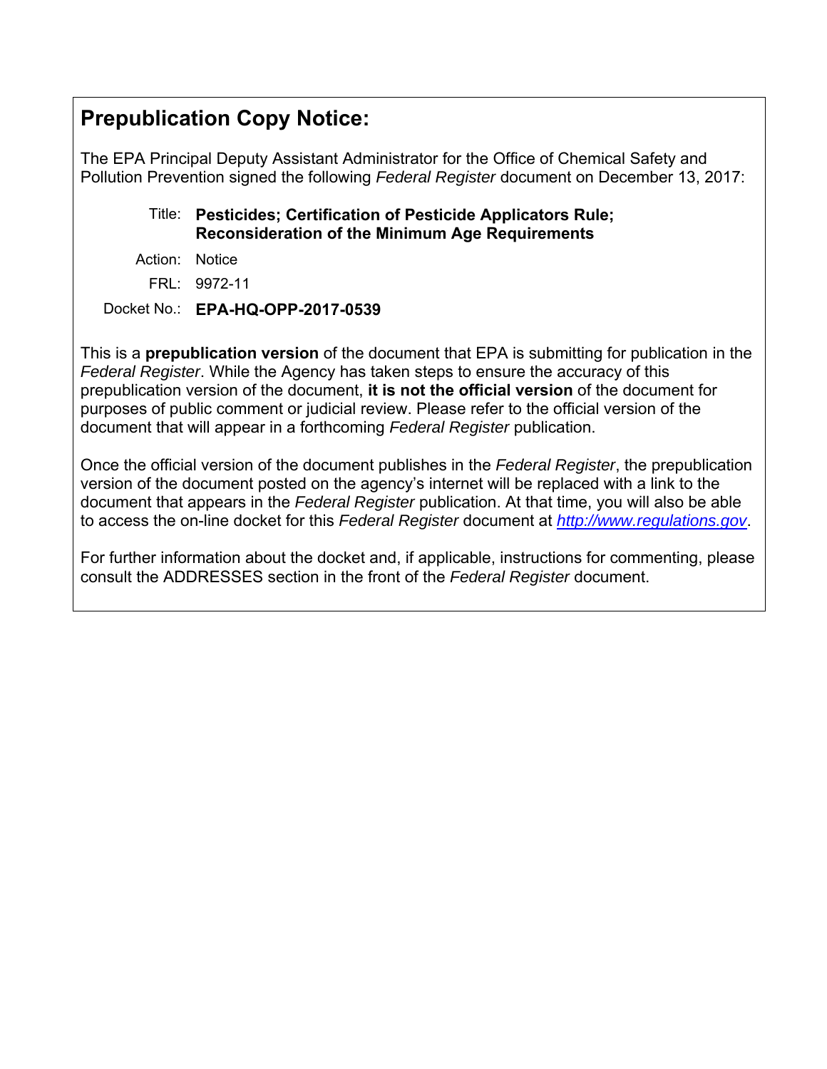# Prepublication Copy Notice:

The EPA Principal Deputy Assistant Administrator for the Office of Chemical Safety and Pollution Prevention signed the following *Federal Register* document on December 13, 2017:

Title: **Pesticides; Certification of Pesticide Applicators Rule; Reconsideration of the Minimum Age Requirements**

Action: Notice

FRL: 9972-11

Docket No.: **EPA-HQ-OPP-2017-0539**

This is a **prepublication version** of the document that EPA is submitting for publication in the *Federal Register*. While the Agency has taken steps to ensure the accuracy of this prepublication version of the document, **it is not the official version** of the document for purposes of public comment or judicial review. Please refer to the official version of the document that will appear in a forthcoming *Federal Register* publication.

Once the official version of the document publishes in the *Federal Register*, the prepublication version of the document posted on the agency's internet will be replaced with a link to the document that appears in the *Federal Register* publication. At that time, you will also be able to access the on-line docket for this *Federal Register* document at [http://www.regulations.gov](http://www.regulations.gov).

For further information about the docket and, if applicable, instructions for commenting, please consult the ADDRESSES section in the front of the *Federal Register* document.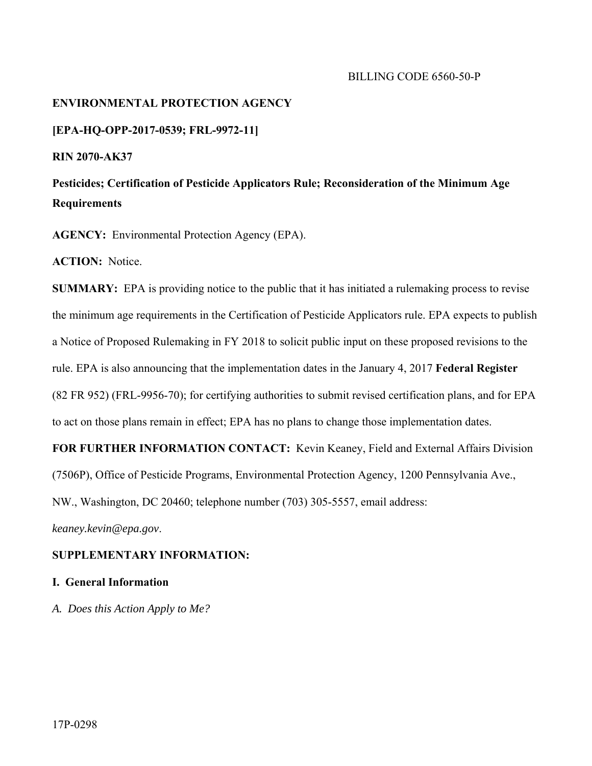BILLING CODE 6560-50-P

**ENVIRONMENTAL PROTECTION AGENCY**

**[EPA-HQ-OPP-2017-0539; FRL-9972-11]**

**RIN 2070-AK37**

**Pesticides; Certification of Pesticide Applicators Rule; Reconsideration of the Minimum Age Requirements**

**AGENCY:** Environmental Protection Agency (EPA).

**ACTION:** Notice.

**SUMMARY:** EPA is providing notice to the public that it has initiated a rulemaking process to revise the minimum age requirements in the Certification of Pesticide Applicators rule. EPA expects to publish a Notice of Proposed Rulemaking in FY 2018 to solicit public input on these proposed revisions to the rule. EPA is also announcing that the implementation dates in the January 4, 2017 **Federal Register** (82 FR 952) (FRL-9956-70); for certifying authorities to submit revised certification plans, and for EPA to act on those plans remain in effect; EPA has no plans to change those implementation dates.

**FOR FURTHER INFORMATION CONTACT:** Kevin Keaney, Field and External Affairs Division (7506P), Office of Pesticide Programs, Environmental Protection Agency, 1200 Pennsylvania Ave., NW., Washington, DC 20460; telephone number (703) 305-5557, email address: *keaney.kevin@epa.gov*.

**SUPPLEMENTARY INFORMATION:**

## I. General Information

### *A. Does this Action Apply to Me?*

17P-0298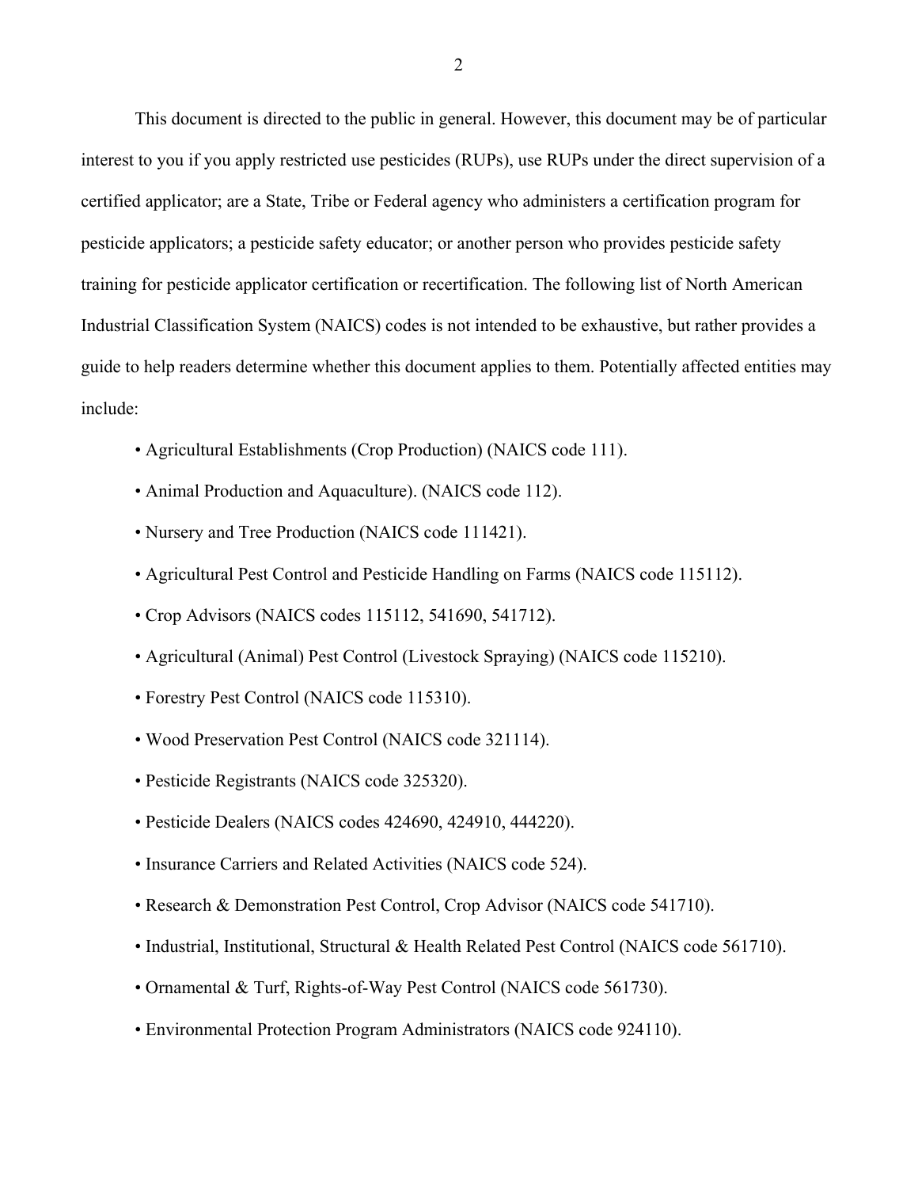This document is directed to the public in general. However, this document may be of particular interest to you if you apply restricted use pesticides (RUPs), use RUPs under the direct supervision of a certified applicator; are a State, Tribe or Federal agency who administers a certification program for pesticide applicators; a pesticide safety educator; or another person who provides pesticide safety training for pesticide applicator certification or recertification. The following list of North American Industrial Classification System (NAICS) codes is not intended to be exhaustive, but rather provides a guide to help readers determine whether this document applies to them. Potentially affected entities may include:

- Agricultural Establishments (Crop Production) (NAICS code 111).
- Animal Production and Aquaculture). (NAICS code 112).
- Nursery and Tree Production (NAICS code 111421).
- Agricultural Pest Control and Pesticide Handling on Farms (NAICS code 115112).
- Crop Advisors (NAICS codes 115112, 541690, 541712).
- Agricultural (Animal) Pest Control (Livestock Spraying) (NAICS code 115210).
- Forestry Pest Control (NAICS code 115310).
- Wood Preservation Pest Control (NAICS code 321114).
- Pesticide Registrants (NAICS code 325320).
- Pesticide Dealers (NAICS codes 424690, 424910, 444220).
- Insurance Carriers and Related Activities (NAICS code 524).
- Research & Demonstration Pest Control, Crop Advisor (NAICS code 541710).
- Industrial, Institutional, Structural & Health Related Pest Control (NAICS code 561710).
- Ornamental & Turf, Rights-of-Way Pest Control (NAICS code 561730).
- Environmental Protection Program Administrators (NAICS code 924110).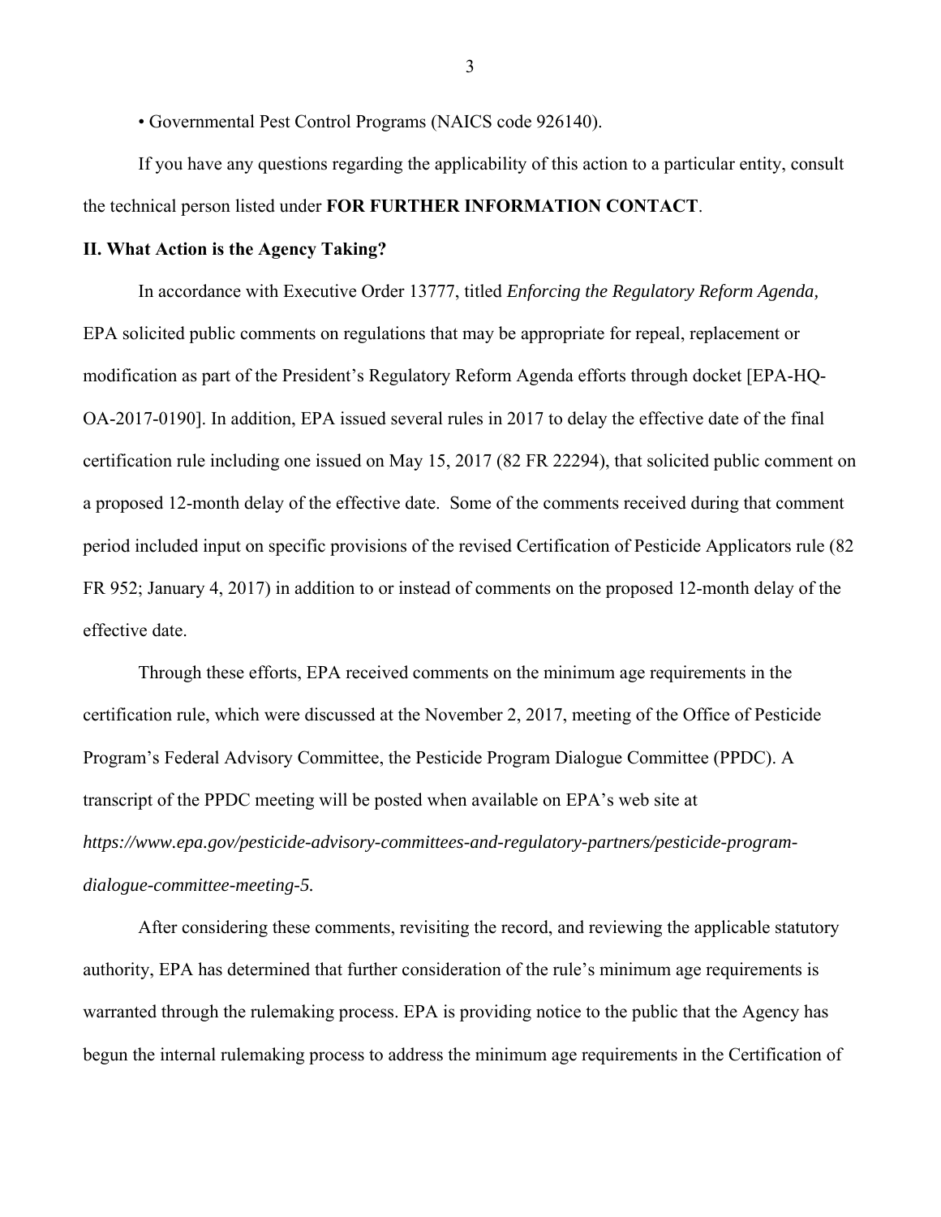• Governmental Pest Control Programs (NAICS code 926140).

If you have any questions regarding the applicability of this action to a particular entity, consult the technical person listed under **FOR FURTHER INFORMATION CONTACT**.

## II. What Action is the Agency Taking?

In accordance with Executive Order 13777, titled *Enforcing the Regulatory Reform Agenda,* EPA solicited public comments on regulations that may be appropriate for repeal, replacement or modification as part of the President's Regulatory Reform Agenda efforts through docket [EPA-HQ-OA-2017-0190]. In addition, EPA issued several rules in 2017 to delay the effective date of the final certification rule including one issued on May 15, 2017 (82 FR 22294), that solicited public comment on a proposed 12-month delay of the effective date. Some of the comments received during that comment period included input on specific provisions of the revised Certification of Pesticide Applicators rule (82 FR 952; January 4, 2017) in addition to or instead of comments on the proposed 12-month delay of the effective date.

Through these efforts, EPA received comments on the minimum age requirements in the certification rule, which were discussed at the November 2, 2017, meeting of the Office of Pesticide Program's Federal Advisory Committee, the Pesticide Program Dialogue Committee (PPDC). A transcript of the PPDC meeting will be posted when available on EPA's web site at *https://www.epa.gov/pesticide-advisory-committees-and-regulatory-partners/pesticide-program-dialogue-committee-meeting-5.*

After considering these comments, revisiting the record, and reviewing the applicable statutory authority, EPA has determined that further consideration of the rule's minimum age requirements is warranted through the rulemaking process. EPA is providing notice to the public that the Agency has begun the internal rulemaking process to address the minimum age requirements in the Certification of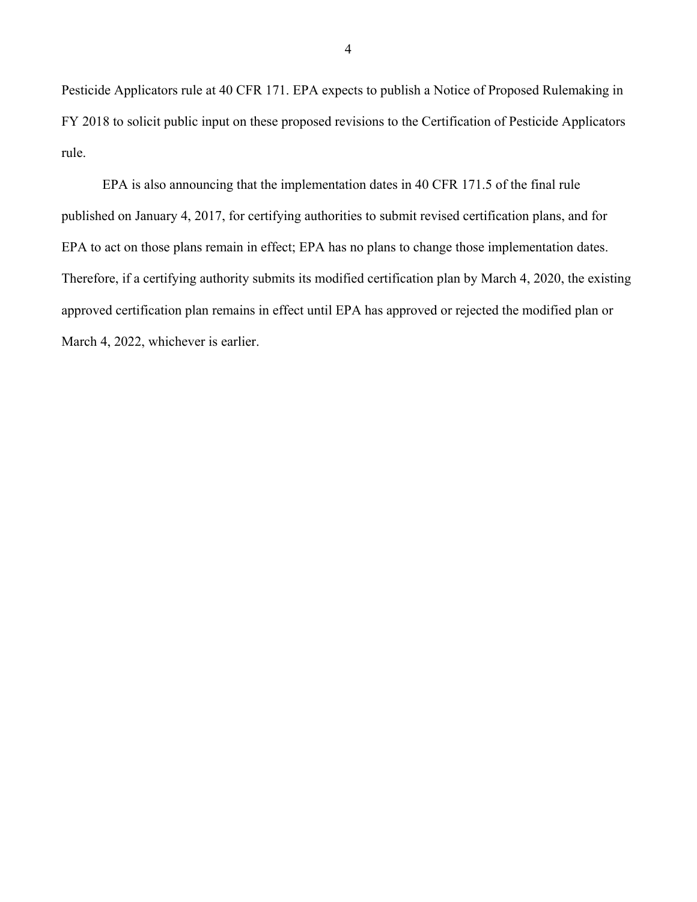Pesticide Applicators rule at 40 CFR 171. EPA expects to publish a Notice of Proposed Rulemaking in FY 2018 to solicit public input on these proposed revisions to the Certification of Pesticide Applicators rule.

EPA is also announcing that the implementation dates in 40 CFR 171.5 of the final rule published on January 4, 2017, for certifying authorities to submit revised certification plans, and for EPA to act on those plans remain in effect; EPA has no plans to change those implementation dates. Therefore, if a certifying authority submits its modified certification plan by March 4, 2020, the existing approved certification plan remains in effect until EPA has approved or rejected the modified plan or March 4, 2022, whichever is earlier.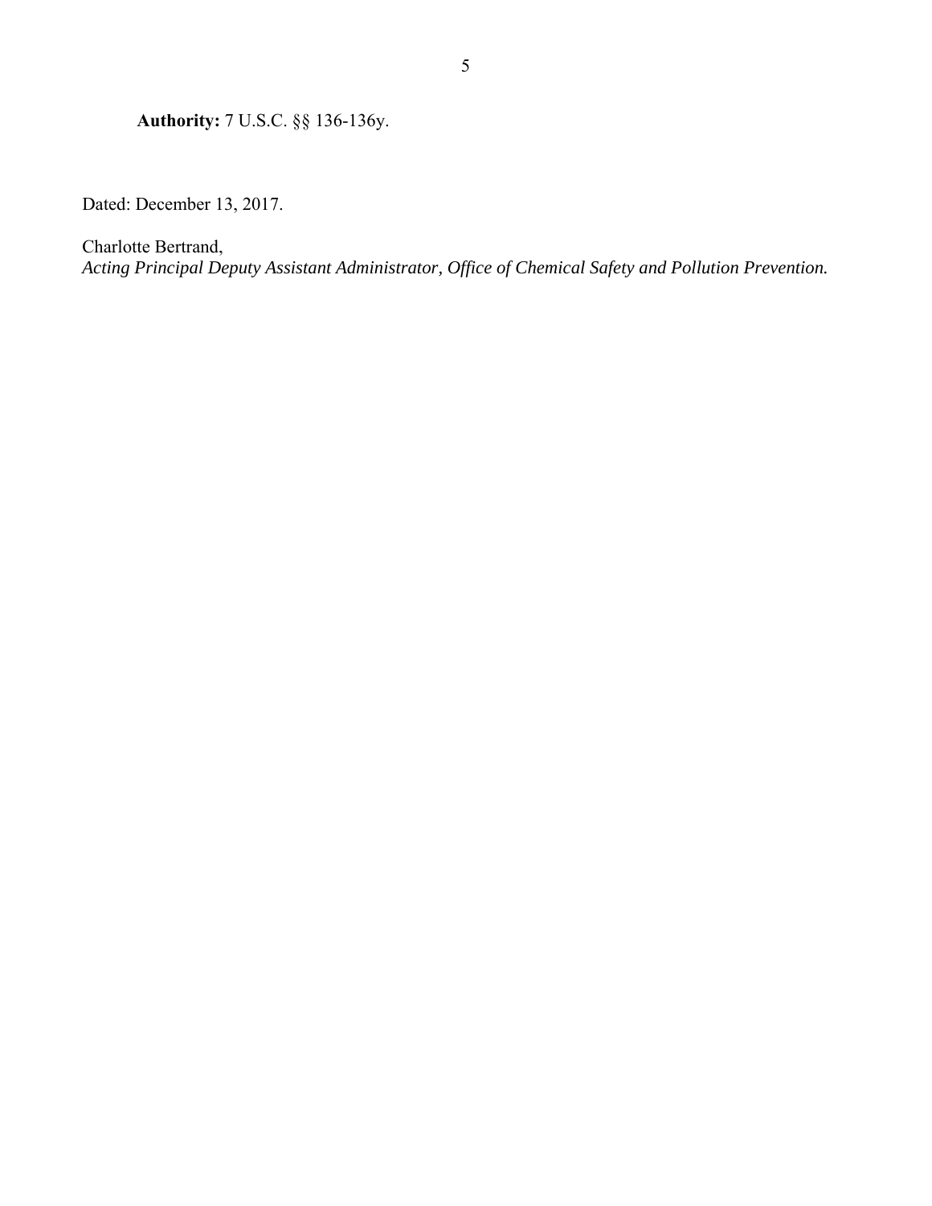**Authority:** 7 U.S.C. §§ 136-136y.

Dated: December 13, 2017.

Charlotte Bertrand,
*Acting Principal Deputy Assistant Administrator, Office of Chemical Safety and Pollution Prevention.*